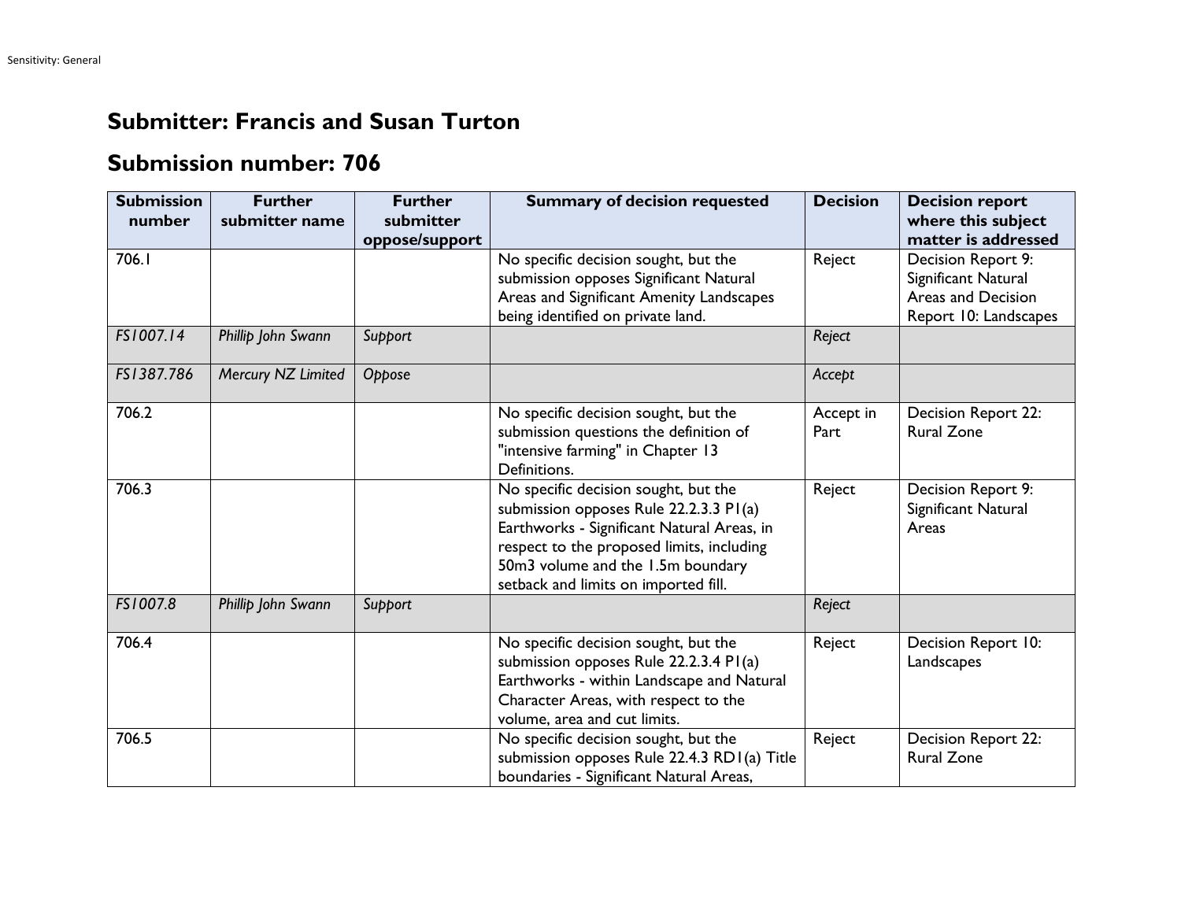# Submitter: Francis and Susan Turton

## Submission number: 706

| Submission number | Further submitter name | Further submitter oppose/support | Summary of decision requested | Decision | Decision report where this subject matter is addressed |
|---|---|---|---|---|---|
| 706.1 | | | No specific decision sought, but the submission opposes Significant Natural Areas and Significant Amenity Landscapes being identified on private land. | Reject | Decision Report 9: Significant Natural Areas and Decision Report 10: Landscapes |
| *FS1007.14* | *Phillip John Swann* | *Support* | | *Reject* | |
| *FS1387.786* | *Mercury NZ Limited* | *Oppose* | | *Accept* | |
| 706.2 | | | No specific decision sought, but the submission questions the definition of "intensive farming" in Chapter 13 Definitions. | Accept in Part | Decision Report 22: Rural Zone |
| 706.3 | | | No specific decision sought, but the submission opposes Rule 22.2.3.3 P1(a) Earthworks - Significant Natural Areas, in respect to the proposed limits, including 50m3 volume and the 1.5m boundary setback and limits on imported fill. | Reject | Decision Report 9: Significant Natural Areas |
| *FS1007.8* | *Phillip John Swann* | *Support* | | *Reject* | |
| 706.4 | | | No specific decision sought, but the submission opposes Rule 22.2.3.4 P1(a) Earthworks - within Landscape and Natural Character Areas, with respect to the volume, area and cut limits. | Reject | Decision Report 10: Landscapes |
| 706.5 | | | No specific decision sought, but the submission opposes Rule 22.4.3 RD1(a) Title boundaries - Significant Natural Areas, | Reject | Decision Report 22: Rural Zone |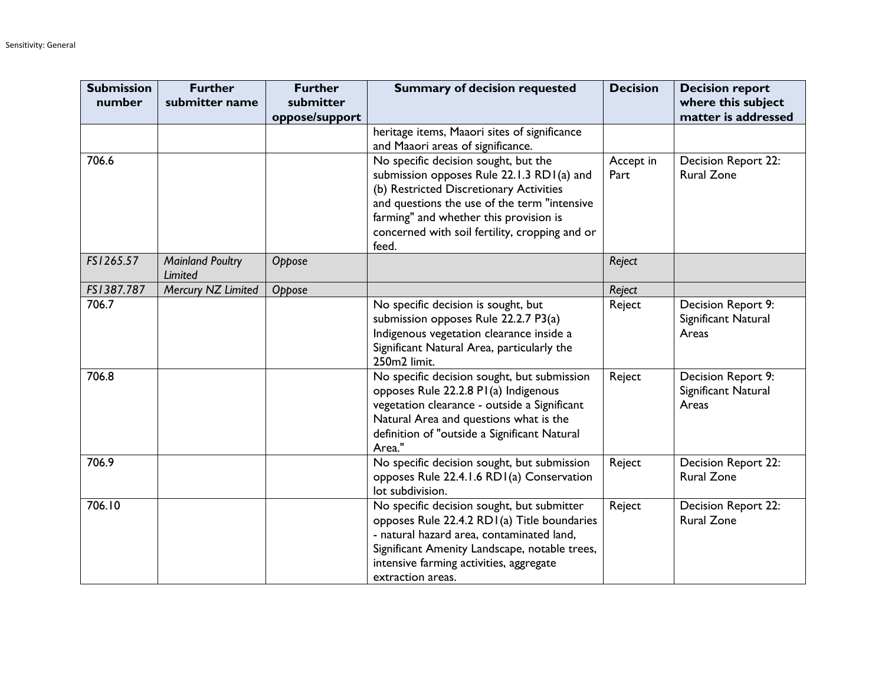| Submission number | Further submitter name | Further submitter oppose/support | Summary of decision requested | Decision | Decision report where this subject matter is addressed |
|---|---|---|---|---|---|
| | | | heritage items, Maaori sites of significance and Maaori areas of significance. | | |
| 706.6 | | | No specific decision sought, but the submission opposes Rule 22.1.3 RD1(a) and (b) Restricted Discretionary Activities and questions the use of the term "intensive farming" and whether this provision is concerned with soil fertility, cropping and or feed. | Accept in Part | Decision Report 22: Rural Zone |
| *FS1265.57* | *Mainland Poultry Limited* | *Oppose* | | *Reject* | |
| *FS1387.787* | *Mercury NZ Limited* | *Oppose* | | *Reject* | |
| 706.7 | | | No specific decision is sought, but submission opposes Rule 22.2.7 P3(a) Indigenous vegetation clearance inside a Significant Natural Area, particularly the 250m2 limit. | Reject | Decision Report 9: Significant Natural Areas |
| 706.8 | | | No specific decision sought, but submission opposes Rule 22.2.8 P1(a) Indigenous vegetation clearance - outside a Significant Natural Area and questions what is the definition of "outside a Significant Natural Area." | Reject | Decision Report 9: Significant Natural Areas |
| 706.9 | | | No specific decision sought, but submission opposes Rule 22.4.1.6 RD1(a) Conservation lot subdivision. | Reject | Decision Report 22: Rural Zone |
| 706.10 | | | No specific decision sought, but submitter opposes Rule 22.4.2 RD1(a) Title boundaries - natural hazard area, contaminated land, Significant Amenity Landscape, notable trees, intensive farming activities, aggregate extraction areas. | Reject | Decision Report 22: Rural Zone |